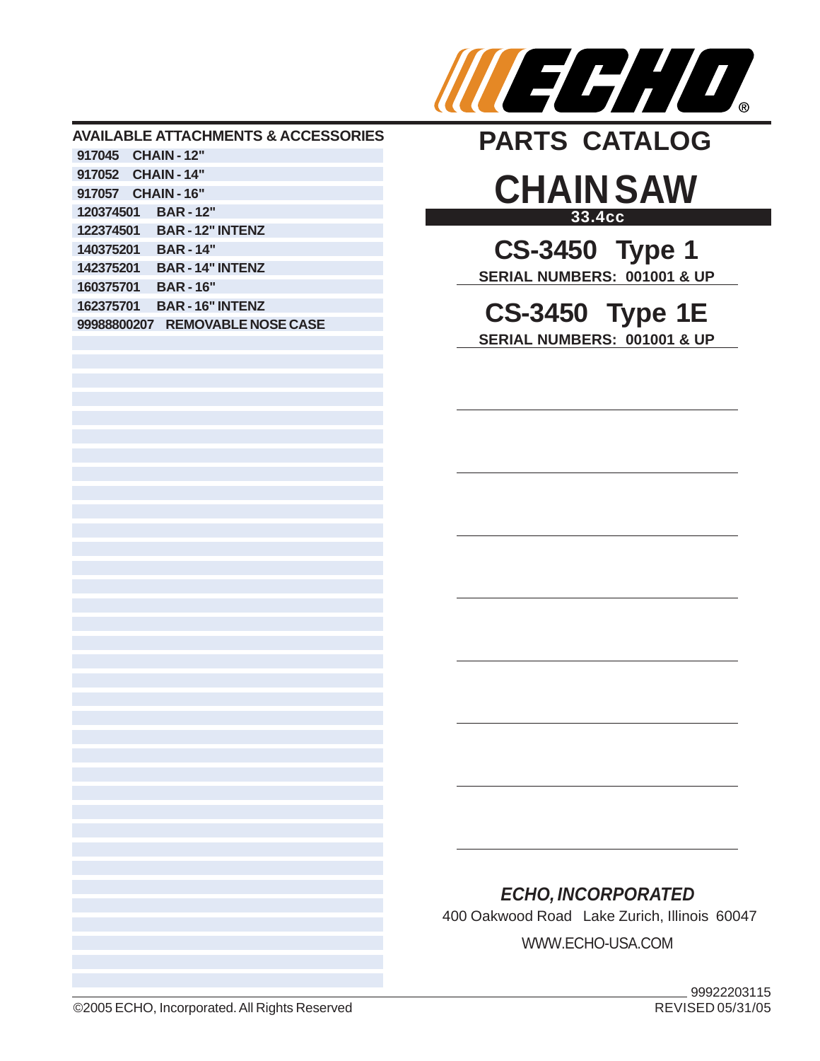ECHO®

# PARTS CATALOG

# CHAIN SAW

**33.4cc**

## CS-3450 Type 1

**SERIAL NUMBERS: 001001 & UP**

## CS-3450 Type 1E

**SERIAL NUMBERS: 001001 & UP**

### AVAILABLE ATTACHMENTS & ACCESSORIES

| Part Number | Description |
|---|---|
| 917045 | CHAIN - 12" |
| 917052 | CHAIN - 14" |
| 917057 | CHAIN - 16" |
| 120374501 | BAR - 12" |
| 122374501 | BAR - 12" INTENZ |
| 140375201 | BAR - 14" |
| 142375201 | BAR - 14" INTENZ |
| 160375701 | BAR - 16" |
| 162375701 | BAR - 16" INTENZ |
| 99988800207 | REMOVABLE NOSE CASE |

*ECHO, INCORPORATED*

400 Oakwood Road Lake Zurich, Illinois 60047

WWW.ECHO-USA.COM

99922203115

REVISED 05/31/05

©2005 ECHO, Incorporated. All Rights Reserved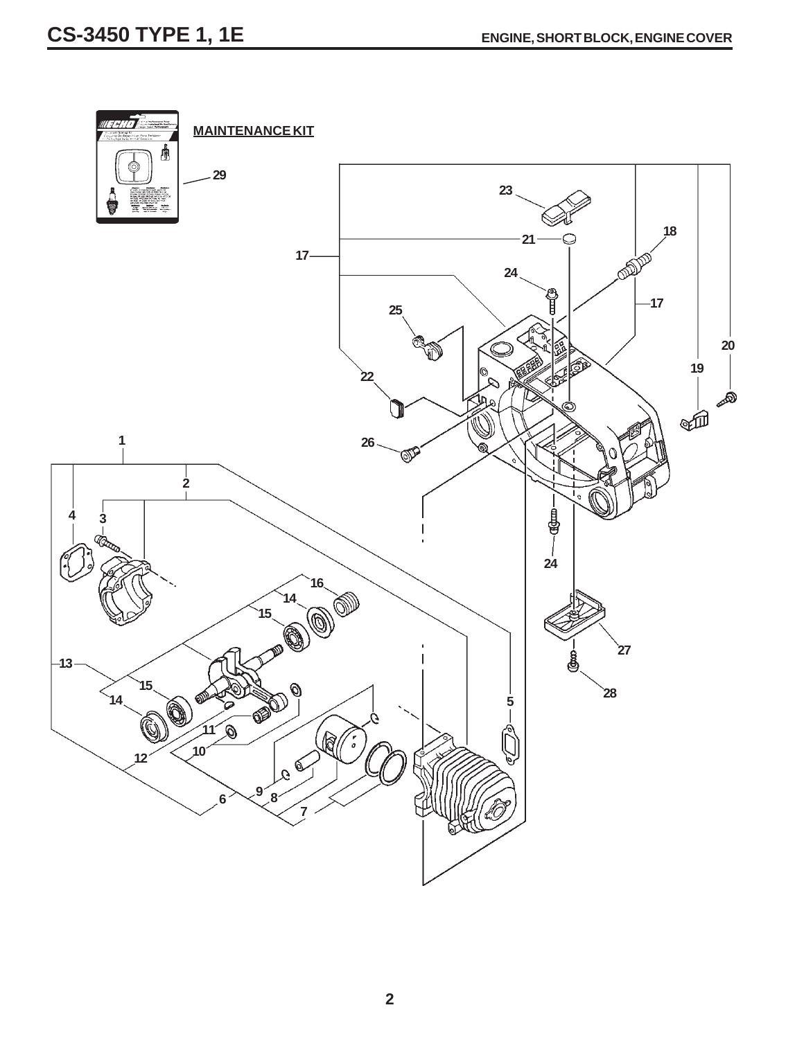# CS-3450 TYPE 1, 1E

## ENGINE, SHORT BLOCK, ENGINE COVER

MAINTENANCE KIT

29

23

21

18

17

24

17

25

20

19

22

26

1

2

4

3

24

16

14

15

27

13

15

28

14

5

11

10

12

9

8

6

7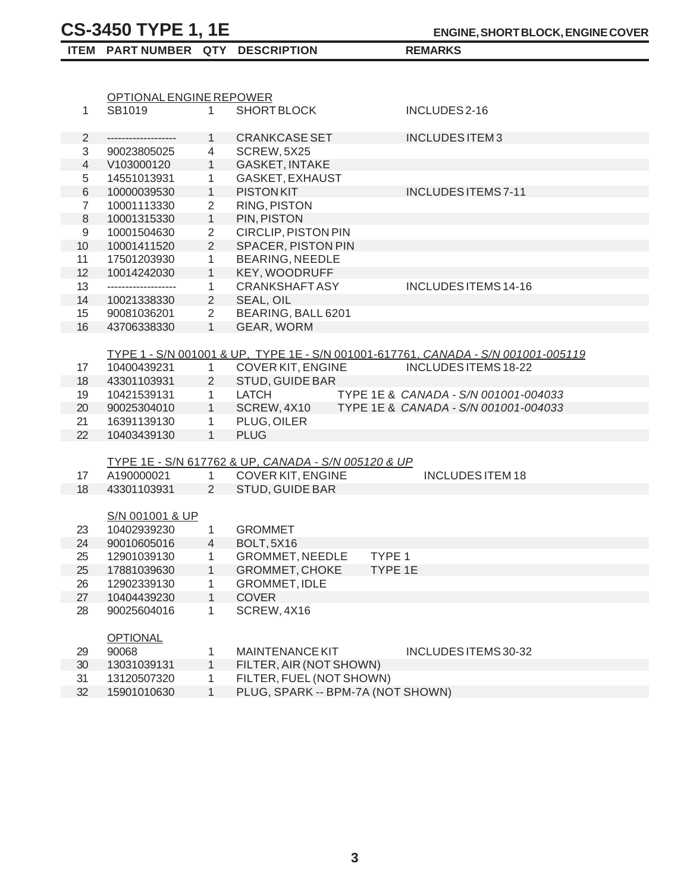# CS-3450 TYPE 1, 1E

**ENGINE, SHORT BLOCK, ENGINE COVER**

| ITEM | PART NUMBER | QTY | DESCRIPTION | REMARKS |
|---|---|---|---|---|
| | OPTIONAL ENGINE REPOWER | | | |
| 1 | SB1019 | 1 | SHORT BLOCK | INCLUDES 2-16 |
| | | | | |
| 2 | ------------------- | 1 | CRANKCASE SET | INCLUDES ITEM 3 |
| 3 | 90023805025 | 4 | SCREW, 5X25 | |
| 4 | V103000120 | 1 | GASKET, INTAKE | |
| 5 | 14551013931 | 1 | GASKET, EXHAUST | |
| 6 | 10000039530 | 1 | PISTON KIT | INCLUDES ITEMS 7-11 |
| 7 | 10001113330 | 2 | RING, PISTON | |
| 8 | 10001315330 | 1 | PIN, PISTON | |
| 9 | 10001504630 | 2 | CIRCLIP, PISTON PIN | |
| 10 | 10001411520 | 2 | SPACER, PISTON PIN | |
| 11 | 17501203930 | 1 | BEARING, NEEDLE | |
| 12 | 10014242030 | 1 | KEY, WOODRUFF | |
| 13 | ------------------- | 1 | CRANKSHAFT ASY | INCLUDES ITEMS 14-16 |
| 14 | 10021338330 | 2 | SEAL, OIL | |
| 15 | 90081036201 | 2 | BEARING, BALL 6201 | |
| 16 | 43706338330 | 1 | GEAR, WORM | |
| | TYPE 1 - S/N 001001 & UP, TYPE 1E - S/N 001001-617761, *CANADA - S/N 001001-005119* | | | |
| 17 | 10400439231 | 1 | COVER KIT, ENGINE | INCLUDES ITEMS 18-22 |
| 18 | 43301103931 | 2 | STUD, GUIDE BAR | |
| 19 | 10421539131 | 1 | LATCH | TYPE 1E & *CANADA - S/N 001001-004033* |
| 20 | 90025304010 | 1 | SCREW, 4X10 | TYPE 1E & *CANADA - S/N 001001-004033* |
| 21 | 16391139130 | 1 | PLUG, OILER | |
| 22 | 10403439130 | 1 | PLUG | |
| | TYPE 1E - S/N 617762 & UP, *CANADA - S/N 005120 & UP* | | | |
| 17 | A190000021 | 1 | COVER KIT, ENGINE | INCLUDES ITEM 18 |
| 18 | 43301103931 | 2 | STUD, GUIDE BAR | |
| | S/N 001001 & UP | | | |
| 23 | 10402939230 | 1 | GROMMET | |
| 24 | 90010605016 | 4 | BOLT, 5X16 | |
| 25 | 12901039130 | 1 | GROMMET, NEEDLE | TYPE 1 |
| 25 | 17881039630 | 1 | GROMMET, CHOKE | TYPE 1E |
| 26 | 12902339130 | 1 | GROMMET, IDLE | |
| 27 | 10404439230 | 1 | COVER | |
| 28 | 90025604016 | 1 | SCREW, 4X16 | |
| | OPTIONAL | | | |
| 29 | 90068 | 1 | MAINTENANCE KIT | INCLUDES ITEMS 30-32 |
| 30 | 13031039131 | 1 | FILTER, AIR (NOT SHOWN) | |
| 31 | 13120507320 | 1 | FILTER, FUEL (NOT SHOWN) | |
| 32 | 15901010630 | 1 | PLUG, SPARK -- BPM-7A (NOT SHOWN) | |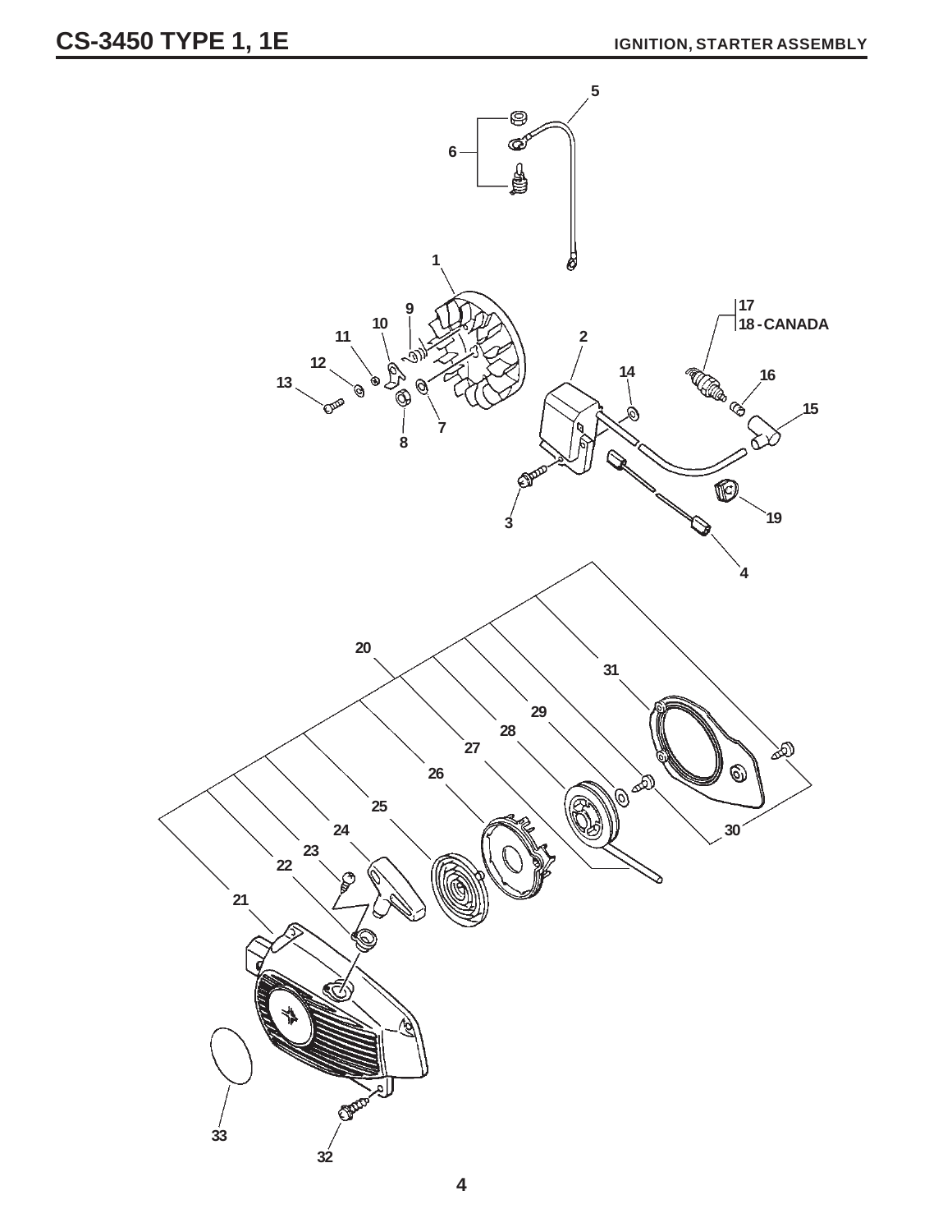# CS-3450 TYPE 1, 1E

## IGNITION, STARTER ASSEMBLY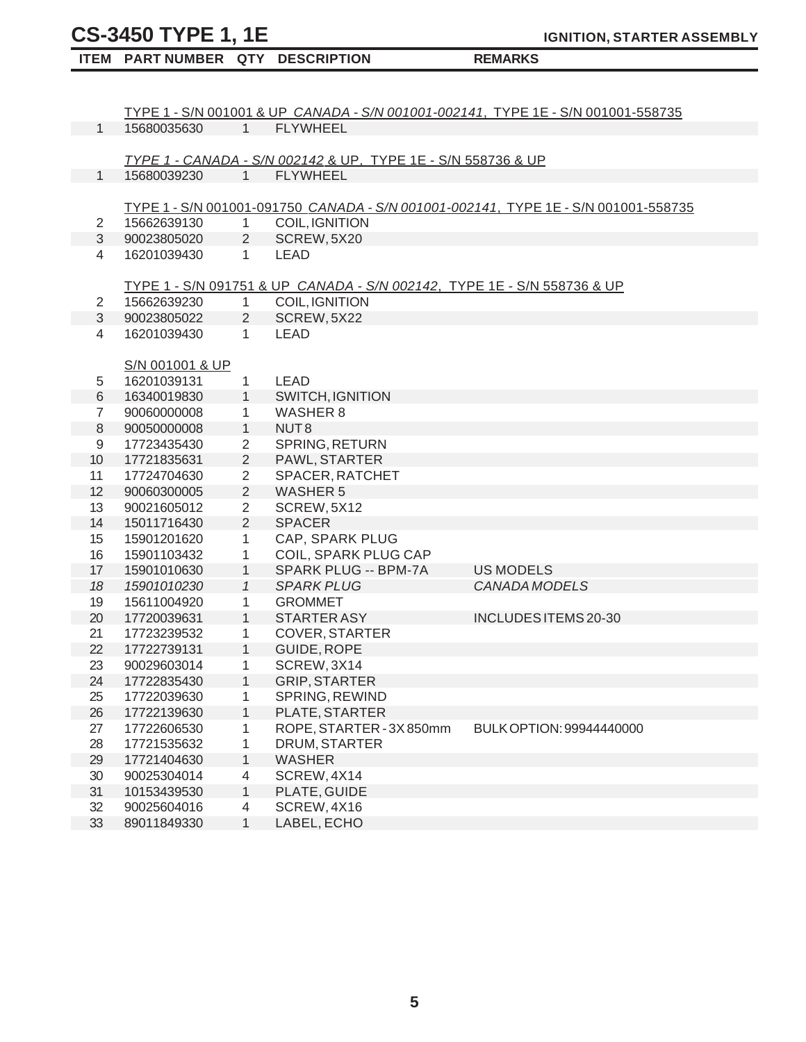# CS-3450 TYPE 1, 1E

## IGNITION, STARTER ASSEMBLY

| ITEM | PART NUMBER | QTY | DESCRIPTION | REMARKS |
|---|---|---|---|---|
| | TYPE 1 - S/N 001001 & UP *CANADA - S/N 001001-002141*, TYPE 1E - S/N 001001-558735 | | | |
| 1 | 15680035630 | 1 | FLYWHEEL | |
| | *TYPE 1 - CANADA - S/N 002142* & UP, TYPE 1E - S/N 558736 & UP | | | |
| 1 | 15680039230 | 1 | FLYWHEEL | |
| | TYPE 1 - S/N 001001-091750 *CANADA - S/N 001001-002141*, TYPE 1E - S/N 001001-558735 | | | |
| 2 | 15662639130 | 1 | COIL, IGNITION | |
| 3 | 90023805020 | 2 | SCREW, 5X20 | |
| 4 | 16201039430 | 1 | LEAD | |
| | TYPE 1 - S/N 091751 & UP *CANADA - S/N 002142*, TYPE 1E - S/N 558736 & UP | | | |
| 2 | 15662639230 | 1 | COIL, IGNITION | |
| 3 | 90023805022 | 2 | SCREW, 5X22 | |
| 4 | 16201039430 | 1 | LEAD | |
| | S/N 001001 & UP | | | |
| 5 | 16201039131 | 1 | LEAD | |
| 6 | 16340019830 | 1 | SWITCH, IGNITION | |
| 7 | 90060000008 | 1 | WASHER 8 | |
| 8 | 90050000008 | 1 | NUT 8 | |
| 9 | 17723435430 | 2 | SPRING, RETURN | |
| 10 | 17721835631 | 2 | PAWL, STARTER | |
| 11 | 17724704630 | 2 | SPACER, RATCHET | |
| 12 | 90060300005 | 2 | WASHER 5 | |
| 13 | 90021605012 | 2 | SCREW, 5X12 | |
| 14 | 15011716430 | 2 | SPACER | |
| 15 | 15901201620 | 1 | CAP, SPARK PLUG | |
| 16 | 15901103432 | 1 | COIL, SPARK PLUG CAP | |
| 17 | 15901010630 | 1 | SPARK PLUG -- BPM-7A | US MODELS |
| *18* | *15901010230* | *1* | *SPARK PLUG* | *CANADA MODELS* |
| 19 | 15611004920 | 1 | GROMMET | |
| 20 | 17720039631 | 1 | STARTER ASY | INCLUDES ITEMS 20-30 |
| 21 | 17723239532 | 1 | COVER, STARTER | |
| 22 | 17722739131 | 1 | GUIDE, ROPE | |
| 23 | 90029603014 | 1 | SCREW, 3X14 | |
| 24 | 17722835430 | 1 | GRIP, STARTER | |
| 25 | 17722039630 | 1 | SPRING, REWIND | |
| 26 | 17722139630 | 1 | PLATE, STARTER | |
| 27 | 17722606530 | 1 | ROPE, STARTER - 3X 850mm | BULK OPTION: 99944440000 |
| 28 | 17721535632 | 1 | DRUM, STARTER | |
| 29 | 17721404630 | 1 | WASHER | |
| 30 | 90025304014 | 4 | SCREW, 4X14 | |
| 31 | 10153439530 | 1 | PLATE, GUIDE | |
| 32 | 90025604016 | 4 | SCREW, 4X16 | |
| 33 | 89011849330 | 1 | LABEL, ECHO | |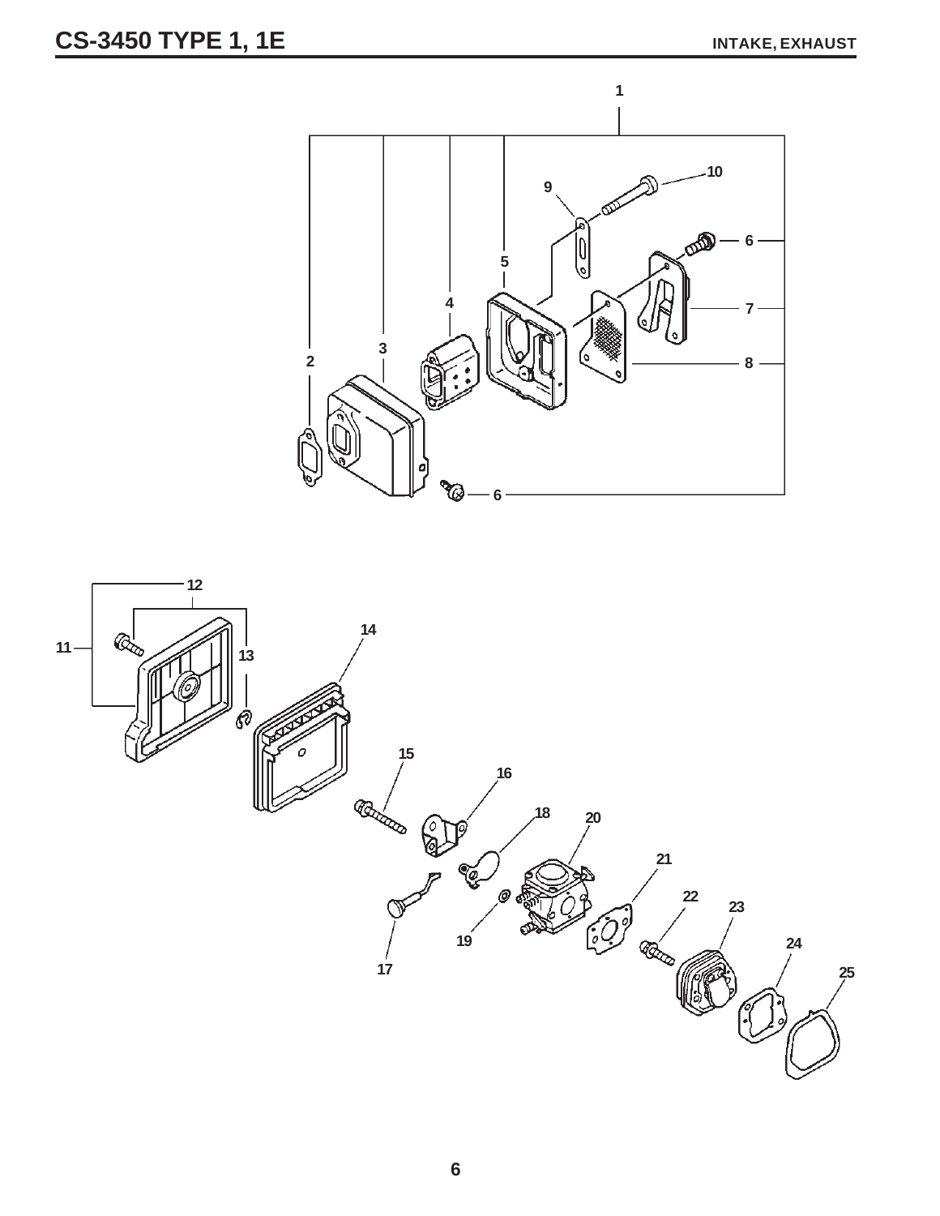# CS-3450 TYPE 1, 1E

**INTAKE, EXHAUST**

1

10

9

6

5

7

4

2

3

8

6

12

11

14

13

15

16

18

20

21

22

23

17

19

24

25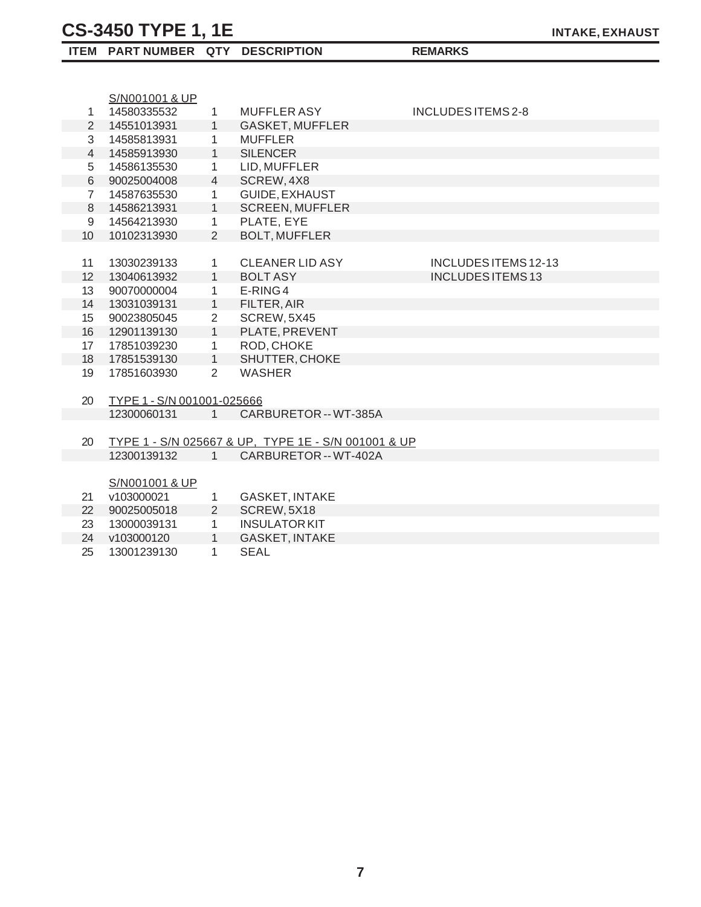# CS-3450 TYPE 1, 1E

**INTAKE, EXHAUST**

| ITEM | PART NUMBER | QTY | DESCRIPTION | REMARKS |
|---|---|---|---|---|
| | S/N001001 & UP | | | |
| 1 | 14580335532 | 1 | MUFFLER ASY | INCLUDES ITEMS 2-8 |
| 2 | 14551013931 | 1 | GASKET, MUFFLER | |
| 3 | 14585813931 | 1 | MUFFLER | |
| 4 | 14585913930 | 1 | SILENCER | |
| 5 | 14586135530 | 1 | LID, MUFFLER | |
| 6 | 90025004008 | 4 | SCREW, 4X8 | |
| 7 | 14587635530 | 1 | GUIDE, EXHAUST | |
| 8 | 14586213931 | 1 | SCREEN, MUFFLER | |
| 9 | 14564213930 | 1 | PLATE, EYE | |
| 10 | 10102313930 | 2 | BOLT, MUFFLER | |
| 11 | 13030239133 | 1 | CLEANER LID ASY | INCLUDES ITEMS 12-13 |
| 12 | 13040613932 | 1 | BOLT ASY | INCLUDES ITEMS 13 |
| 13 | 90070000004 | 1 | E-RING 4 | |
| 14 | 13031039131 | 1 | FILTER, AIR | |
| 15 | 90023805045 | 2 | SCREW, 5X45 | |
| 16 | 12901139130 | 1 | PLATE, PREVENT | |
| 17 | 17851039230 | 1 | ROD, CHOKE | |
| 18 | 17851539130 | 1 | SHUTTER, CHOKE | |
| 19 | 17851603930 | 2 | WASHER | |
| 20 | TYPE 1 - S/N 001001-025666 | | | |
| | 12300060131 | 1 | CARBURETOR -- WT-385A | |
| 20 | TYPE 1 - S/N 025667 & UP, TYPE 1E - S/N 001001 & UP | | | |
| | 12300139132 | 1 | CARBURETOR -- WT-402A | |
| | S/N001001 & UP | | | |
| 21 | v103000021 | 1 | GASKET, INTAKE | |
| 22 | 90025005018 | 2 | SCREW, 5X18 | |
| 23 | 13000039131 | 1 | INSULATOR KIT | |
| 24 | v103000120 | 1 | GASKET, INTAKE | |
| 25 | 13001239130 | 1 | SEAL | |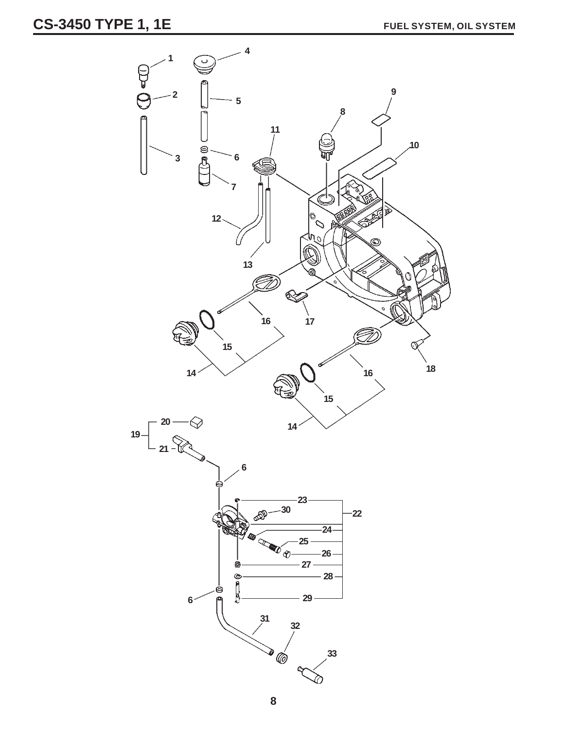# CS-3450 TYPE 1, 1E

## FUEL SYSTEM, OIL SYSTEM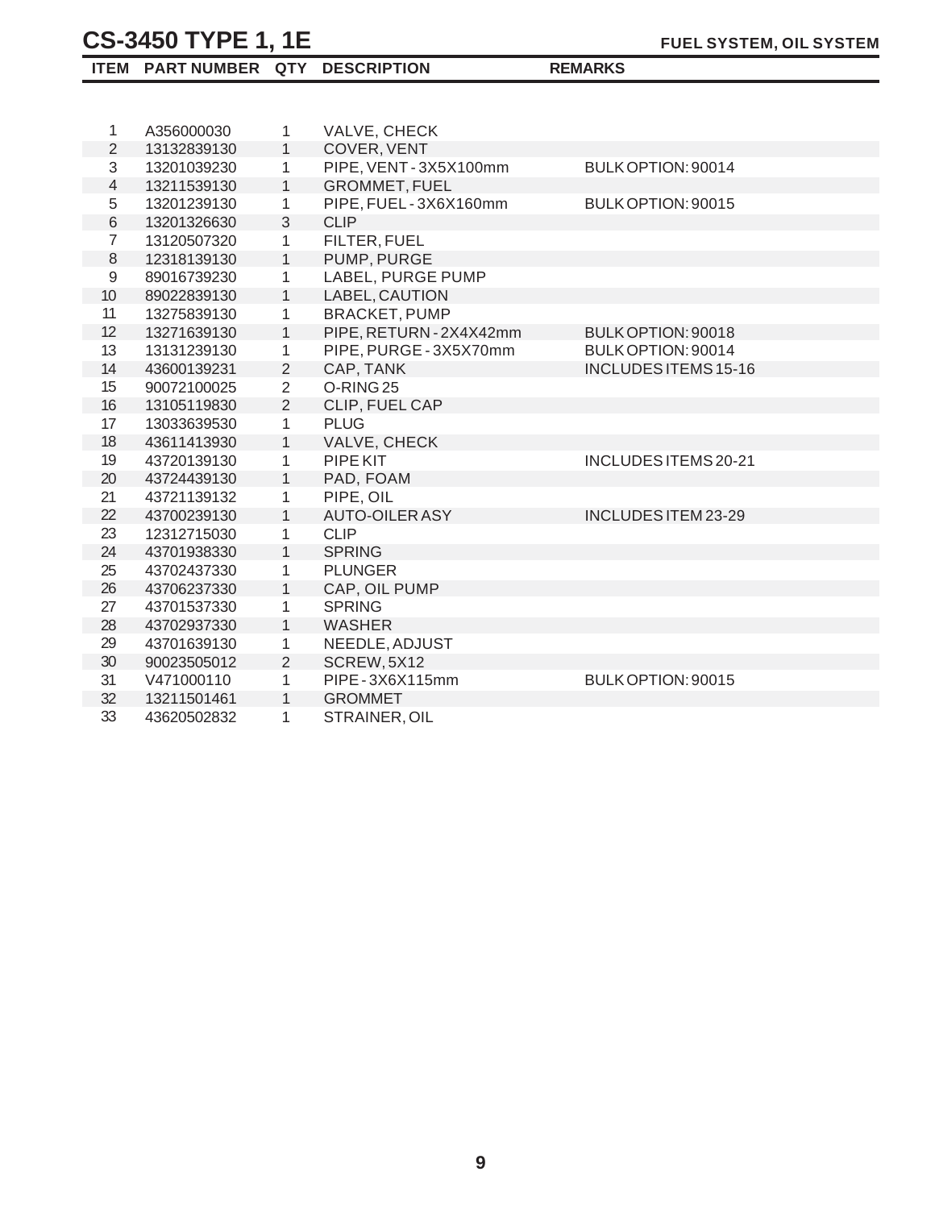# CS-3450 TYPE 1, 1E

## FUEL SYSTEM, OIL SYSTEM

| ITEM | PART NUMBER | QTY | DESCRIPTION | REMARKS |
|---|---|---|---|---|
| 1 | A356000030 | 1 | VALVE, CHECK | |
| 2 | 13132839130 | 1 | COVER, VENT | |
| 3 | 13201039230 | 1 | PIPE, VENT - 3X5X100mm | BULK OPTION: 90014 |
| 4 | 13211539130 | 1 | GROMMET, FUEL | |
| 5 | 13201239130 | 1 | PIPE, FUEL - 3X6X160mm | BULK OPTION: 90015 |
| 6 | 13201326630 | 3 | CLIP | |
| 7 | 13120507320 | 1 | FILTER, FUEL | |
| 8 | 12318139130 | 1 | PUMP, PURGE | |
| 9 | 89016739230 | 1 | LABEL, PURGE PUMP | |
| 10 | 89022839130 | 1 | LABEL, CAUTION | |
| 11 | 13275839130 | 1 | BRACKET, PUMP | |
| 12 | 13271639130 | 1 | PIPE, RETURN - 2X4X42mm | BULK OPTION: 90018 |
| 13 | 13131239130 | 1 | PIPE, PURGE - 3X5X70mm | BULK OPTION: 90014 |
| 14 | 43600139231 | 2 | CAP, TANK | INCLUDES ITEMS 15-16 |
| 15 | 90072100025 | 2 | O-RING 25 | |
| 16 | 13105119830 | 2 | CLIP, FUEL CAP | |
| 17 | 13033639530 | 1 | PLUG | |
| 18 | 43611413930 | 1 | VALVE, CHECK | |
| 19 | 43720139130 | 1 | PIPE KIT | INCLUDES ITEMS 20-21 |
| 20 | 43724439130 | 1 | PAD, FOAM | |
| 21 | 43721139132 | 1 | PIPE, OIL | |
| 22 | 43700239130 | 1 | AUTO-OILER ASY | INCLUDES ITEM 23-29 |
| 23 | 12312715030 | 1 | CLIP | |
| 24 | 43701938330 | 1 | SPRING | |
| 25 | 43702437330 | 1 | PLUNGER | |
| 26 | 43706237330 | 1 | CAP, OIL PUMP | |
| 27 | 43701537330 | 1 | SPRING | |
| 28 | 43702937330 | 1 | WASHER | |
| 29 | 43701639130 | 1 | NEEDLE, ADJUST | |
| 30 | 90023505012 | 2 | SCREW, 5X12 | |
| 31 | V471000110 | 1 | PIPE - 3X6X115mm | BULK OPTION: 90015 |
| 32 | 13211501461 | 1 | GROMMET | |
| 33 | 43620502832 | 1 | STRAINER, OIL | |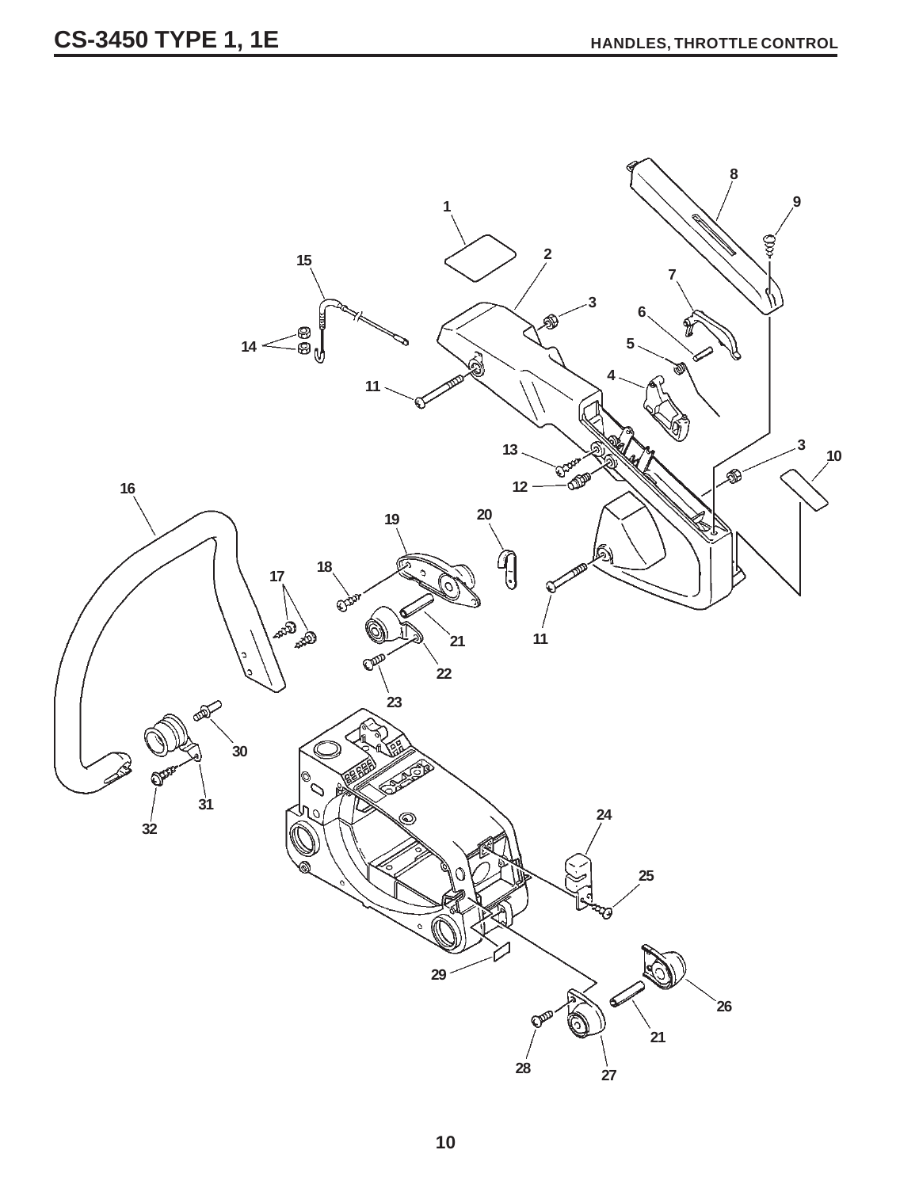# CS-3450 TYPE 1, 1E

## HANDLES, THROTTLE CONTROL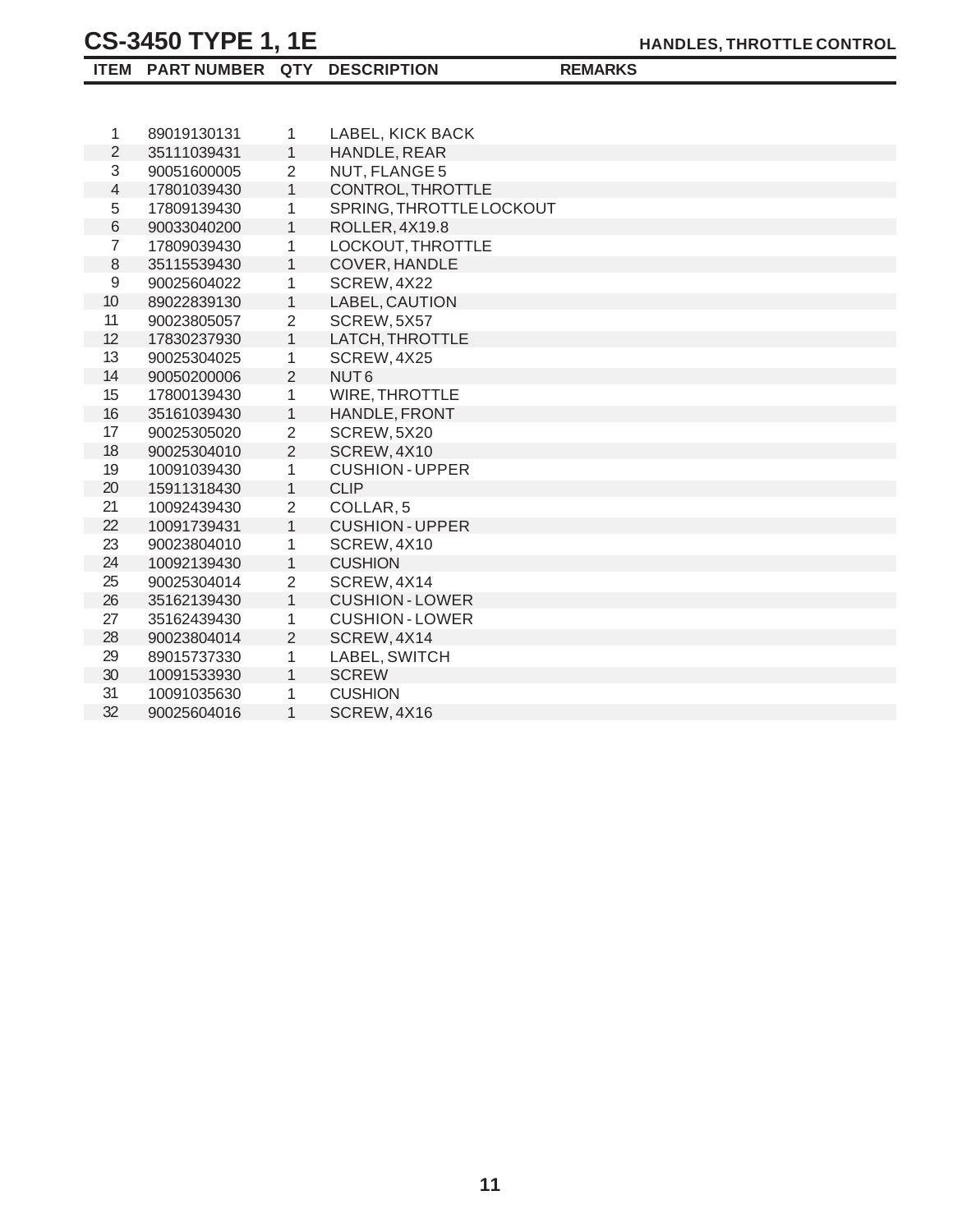# CS-3450 TYPE 1, 1E

## HANDLES, THROTTLE CONTROL

| ITEM | PART NUMBER | QTY | DESCRIPTION | REMARKS |
|---|---|---|---|---|
| 1 | 89019130131 | 1 | LABEL, KICK BACK | |
| 2 | 35111039431 | 1 | HANDLE, REAR | |
| 3 | 90051600005 | 2 | NUT, FLANGE 5 | |
| 4 | 17801039430 | 1 | CONTROL, THROTTLE | |
| 5 | 17809139430 | 1 | SPRING, THROTTLE LOCKOUT | |
| 6 | 90033040200 | 1 | ROLLER, 4X19.8 | |
| 7 | 17809039430 | 1 | LOCKOUT, THROTTLE | |
| 8 | 35115539430 | 1 | COVER, HANDLE | |
| 9 | 90025604022 | 1 | SCREW, 4X22 | |
| 10 | 89022839130 | 1 | LABEL, CAUTION | |
| 11 | 90023805057 | 2 | SCREW, 5X57 | |
| 12 | 17830237930 | 1 | LATCH, THROTTLE | |
| 13 | 90025304025 | 1 | SCREW, 4X25 | |
| 14 | 90050200006 | 2 | NUT 6 | |
| 15 | 17800139430 | 1 | WIRE, THROTTLE | |
| 16 | 35161039430 | 1 | HANDLE, FRONT | |
| 17 | 90025305020 | 2 | SCREW, 5X20 | |
| 18 | 90025304010 | 2 | SCREW, 4X10 | |
| 19 | 10091039430 | 1 | CUSHION - UPPER | |
| 20 | 15911318430 | 1 | CLIP | |
| 21 | 10092439430 | 2 | COLLAR, 5 | |
| 22 | 10091739431 | 1 | CUSHION - UPPER | |
| 23 | 90023804010 | 1 | SCREW, 4X10 | |
| 24 | 10092139430 | 1 | CUSHION | |
| 25 | 90025304014 | 2 | SCREW, 4X14 | |
| 26 | 35162139430 | 1 | CUSHION - LOWER | |
| 27 | 35162439430 | 1 | CUSHION - LOWER | |
| 28 | 90023804014 | 2 | SCREW, 4X14 | |
| 29 | 89015737330 | 1 | LABEL, SWITCH | |
| 30 | 10091533930 | 1 | SCREW | |
| 31 | 10091035630 | 1 | CUSHION | |
| 32 | 90025604016 | 1 | SCREW, 4X16 | |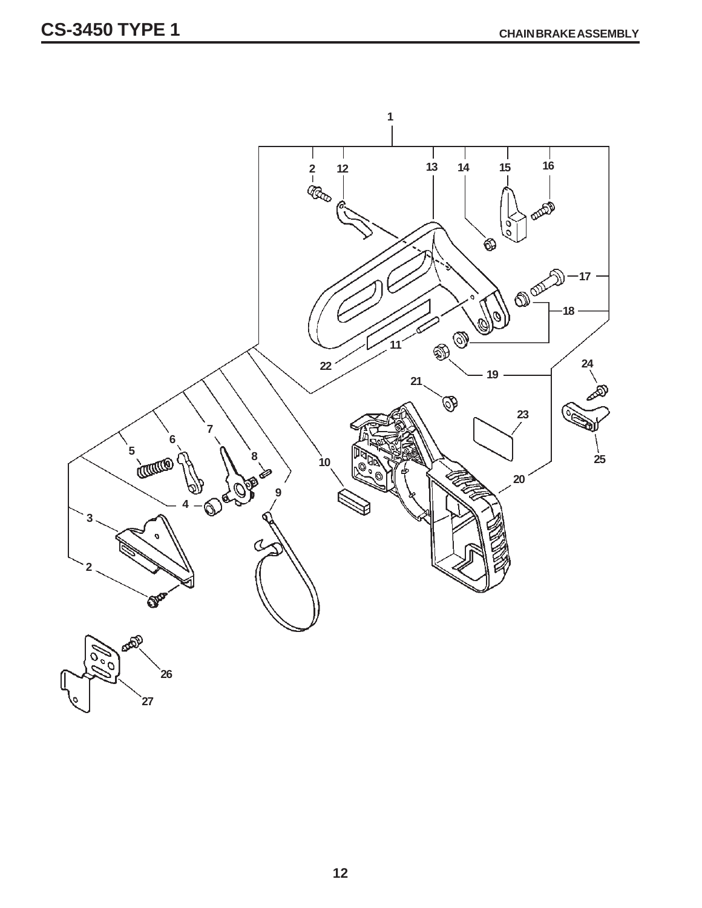# CS-3450 TYPE 1

## CHAINBRAKE ASSEMBLY

1

2 12 13 14 15 16

17

18

11

22

19

21

24

23

5 6 7 8

10

25

20

4

9

3

2

26

27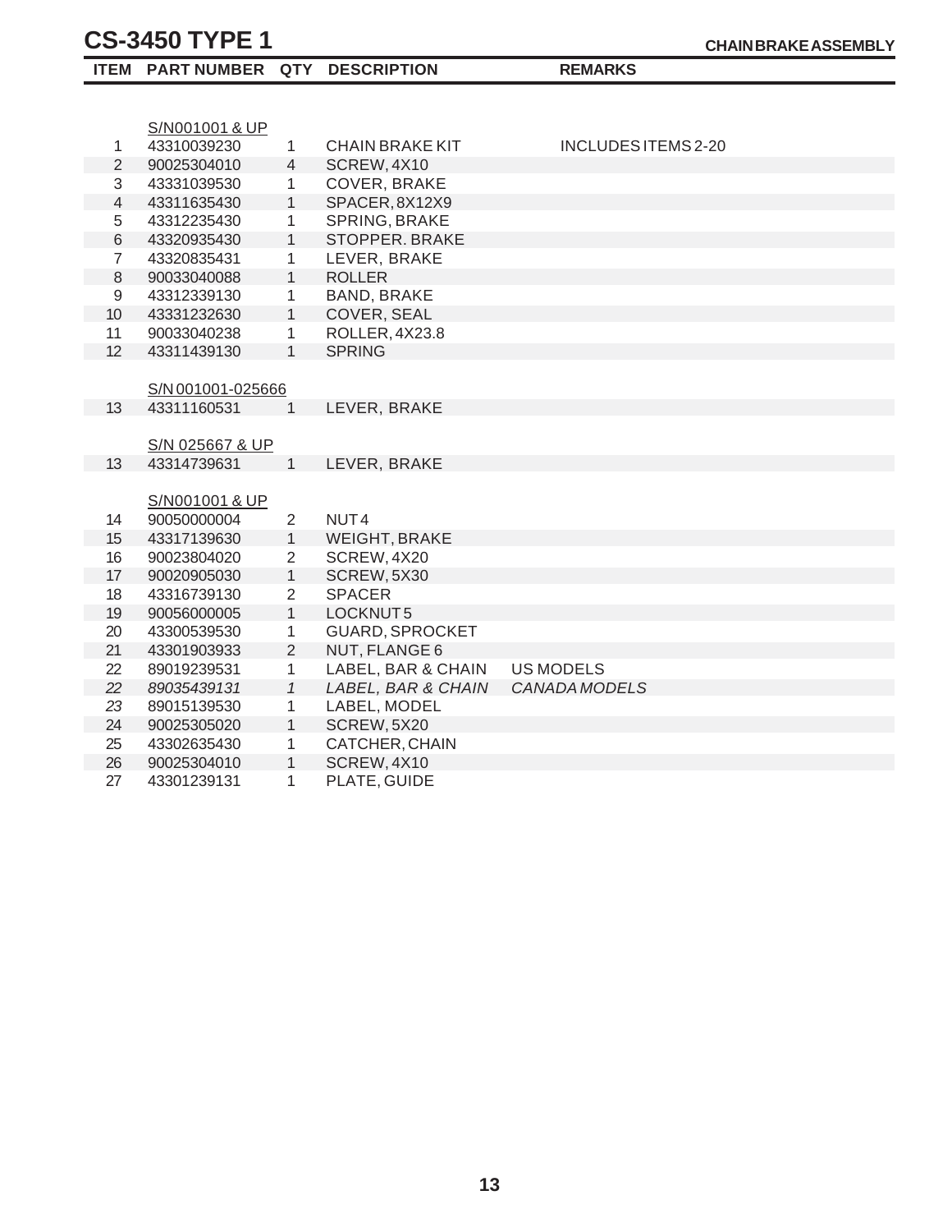# CS-3450 TYPE 1

**CHAIN BRAKE ASSEMBLY**

| ITEM | PART NUMBER | QTY | DESCRIPTION | REMARKS |
|---|---|---|---|---|
| | S/N001001 & UP | | | |
| 1 | 43310039230 | 1 | CHAIN BRAKE KIT | INCLUDES ITEMS 2-20 |
| 2 | 90025304010 | 4 | SCREW, 4X10 | |
| 3 | 43331039530 | 1 | COVER, BRAKE | |
| 4 | 43311635430 | 1 | SPACER, 8X12X9 | |
| 5 | 43312235430 | 1 | SPRING, BRAKE | |
| 6 | 43320935430 | 1 | STOPPER. BRAKE | |
| 7 | 43320835431 | 1 | LEVER, BRAKE | |
| 8 | 90033040088 | 1 | ROLLER | |
| 9 | 43312339130 | 1 | BAND, BRAKE | |
| 10 | 43331232630 | 1 | COVER, SEAL | |
| 11 | 90033040238 | 1 | ROLLER, 4X23.8 | |
| 12 | 43311439130 | 1 | SPRING | |
| | S/N 001001-025666 | | | |
| 13 | 43311160531 | 1 | LEVER, BRAKE | |
| | S/N 025667 & UP | | | |
| 13 | 43314739631 | 1 | LEVER, BRAKE | |
| | S/N001001 & UP | | | |
| 14 | 90050000004 | 2 | NUT 4 | |
| 15 | 43317139630 | 1 | WEIGHT, BRAKE | |
| 16 | 90023804020 | 2 | SCREW, 4X20 | |
| 17 | 90020905030 | 1 | SCREW, 5X30 | |
| 18 | 43316739130 | 2 | SPACER | |
| 19 | 90056000005 | 1 | LOCKNUT 5 | |
| 20 | 43300539530 | 1 | GUARD, SPROCKET | |
| 21 | 43301903933 | 2 | NUT, FLANGE 6 | |
| 22 | 89019239531 | 1 | LABEL, BAR & CHAIN | US MODELS |
| *22* | *89035439131* | *1* | *LABEL, BAR & CHAIN* | *CANADA MODELS* |
| 23 | 89015139530 | 1 | LABEL, MODEL | |
| 24 | 90025305020 | 1 | SCREW, 5X20 | |
| 25 | 43302635430 | 1 | CATCHER, CHAIN | |
| 26 | 90025304010 | 1 | SCREW, 4X10 | |
| 27 | 43301239131 | 1 | PLATE, GUIDE | |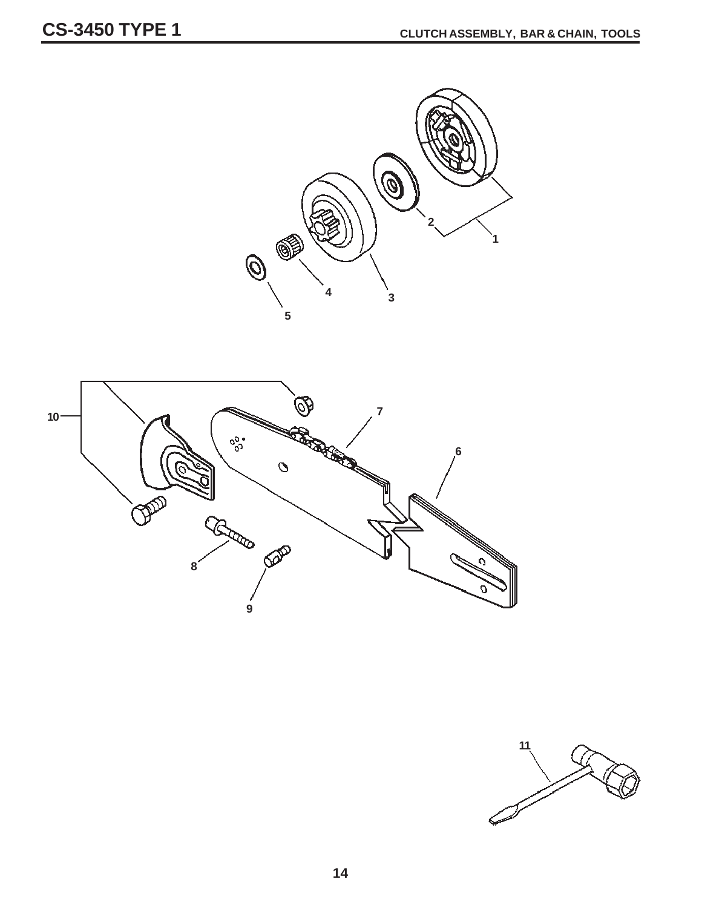# CS-3450 TYPE 1

## CLUTCH ASSEMBLY, BAR & CHAIN, TOOLS

1
2
3
4
5

10
7
6
8
9

11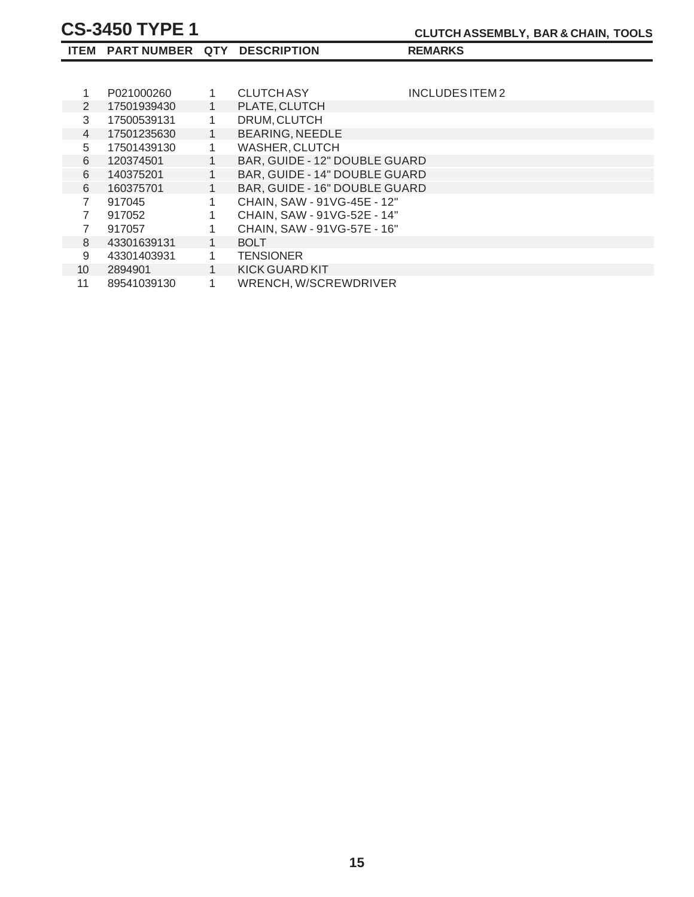# CS-3450 TYPE 1

## CLUTCH ASSEMBLY, BAR & CHAIN, TOOLS

| ITEM | PART NUMBER | QTY | DESCRIPTION | REMARKS |
|---|---|---|---|---|
| 1 | P021000260 | 1 | CLUTCH ASY | INCLUDES ITEM 2 |
| 2 | 17501939430 | 1 | PLATE, CLUTCH | |
| 3 | 17500539131 | 1 | DRUM, CLUTCH | |
| 4 | 17501235630 | 1 | BEARING, NEEDLE | |
| 5 | 17501439130 | 1 | WASHER, CLUTCH | |
| 6 | 120374501 | 1 | BAR, GUIDE - 12" DOUBLE GUARD | |
| 6 | 140375201 | 1 | BAR, GUIDE - 14" DOUBLE GUARD | |
| 6 | 160375701 | 1 | BAR, GUIDE - 16" DOUBLE GUARD | |
| 7 | 917045 | 1 | CHAIN, SAW - 91VG-45E - 12" | |
| 7 | 917052 | 1 | CHAIN, SAW - 91VG-52E - 14" | |
| 7 | 917057 | 1 | CHAIN, SAW - 91VG-57E - 16" | |
| 8 | 43301639131 | 1 | BOLT | |
| 9 | 43301403931 | 1 | TENSIONER | |
| 10 | 2894901 | 1 | KICK GUARD KIT | |
| 11 | 89541039130 | 1 | WRENCH, W/SCREWDRIVER | |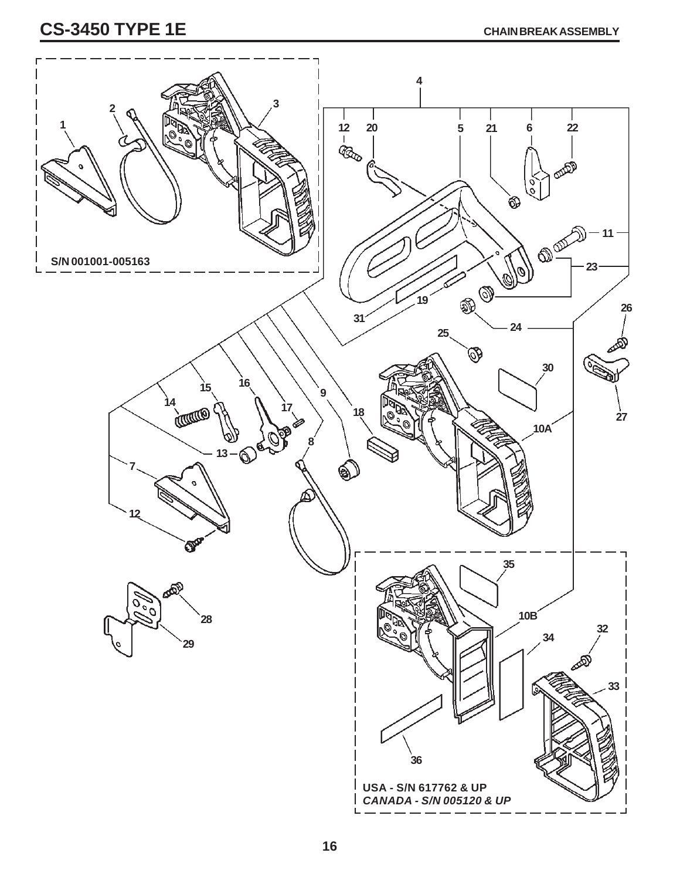# CS-3450 TYPE 1E

**CHAIN BREAK ASSEMBLY**

1
2
3

S/N 001001-005163

4
12 20 5 21 6 22
11
23
19
31
24
26
25
30
27
10A
14 15 16 17 9 18
13 8
7
12
28
29
35
10B
34
32
33
36

**USA - S/N 617762 & UP**
***CANADA - S/N 005120 & UP***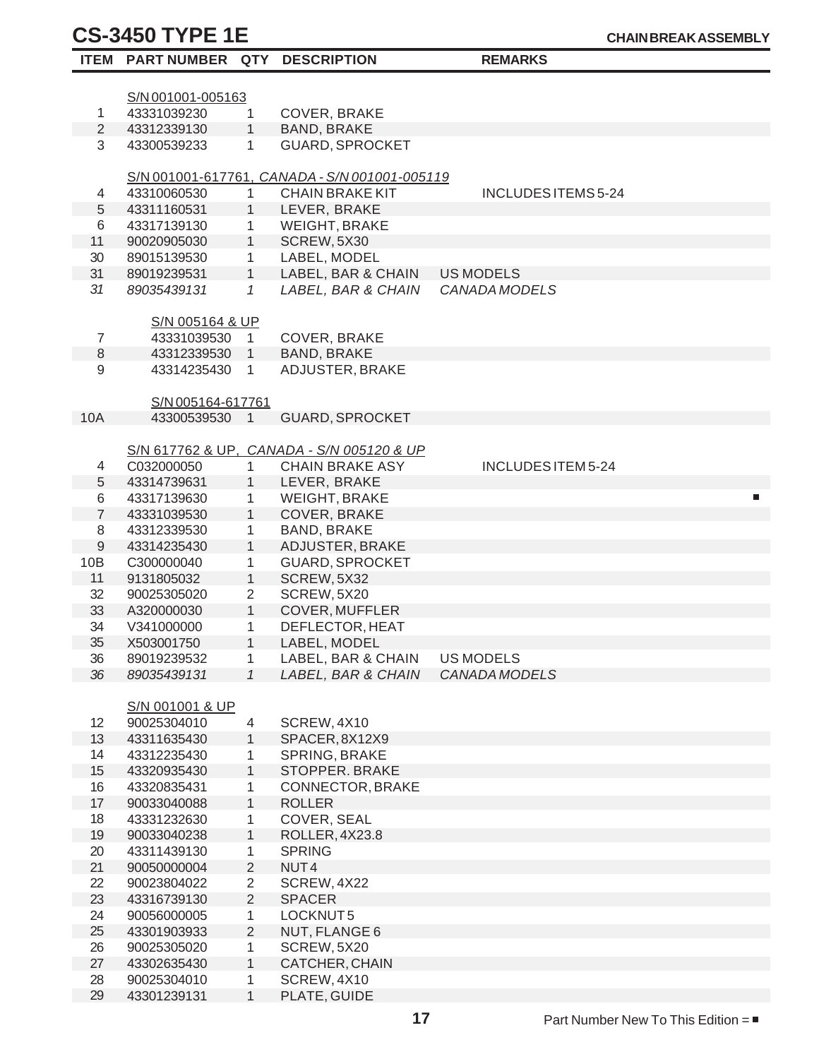# CS-3450 TYPE 1E

**CHAIN BREAK ASSEMBLY**

| ITEM | PART NUMBER | QTY | DESCRIPTION | REMARKS |
|---|---|---|---|---|
| | S/N 001001-005163 | | | |
| 1 | 43331039230 | 1 | COVER, BRAKE | |
| 2 | 43312339130 | 1 | BAND, BRAKE | |
| 3 | 43300539233 | 1 | GUARD, SPROCKET | |
| | S/N 001001-617761, *CANADA - S/N 001001-005119* | | | |
| 4 | 43310060530 | 1 | CHAIN BRAKE KIT | INCLUDES ITEMS 5-24 |
| 5 | 43311160531 | 1 | LEVER, BRAKE | |
| 6 | 43317139130 | 1 | WEIGHT, BRAKE | |
| 11 | 90020905030 | 1 | SCREW, 5X30 | |
| 30 | 89015139530 | 1 | LABEL, MODEL | |
| 31 | 89019239531 | 1 | LABEL, BAR & CHAIN | US MODELS |
| *31* | *89035439131* | *1* | *LABEL, BAR & CHAIN* | *CANADA MODELS* |
| | S/N 005164 & UP | | | |
| 7 | 43331039530 | 1 | COVER, BRAKE | |
| 8 | 43312339530 | 1 | BAND, BRAKE | |
| 9 | 43314235430 | 1 | ADJUSTER, BRAKE | |
| | S/N 005164-617761 | | | |
| 10A | 43300539530 | 1 | GUARD, SPROCKET | |
| | S/N 617762 & UP, *CANADA - S/N 005120 & UP* | | | |
| 4 | C032000050 | 1 | CHAIN BRAKE ASY | INCLUDES ITEM 5-24 |
| 5 | 43314739631 | 1 | LEVER, BRAKE | |
| 6 | 43317139630 | 1 | WEIGHT, BRAKE | ■ |
| 7 | 43331039530 | 1 | COVER, BRAKE | |
| 8 | 43312339530 | 1 | BAND, BRAKE | |
| 9 | 43314235430 | 1 | ADJUSTER, BRAKE | |
| 10B | C300000040 | 1 | GUARD, SPROCKET | |
| 11 | 9131805032 | 1 | SCREW, 5X32 | |
| 32 | 90025305020 | 2 | SCREW, 5X20 | |
| 33 | A320000030 | 1 | COVER, MUFFLER | |
| 34 | V341000000 | 1 | DEFLECTOR, HEAT | |
| 35 | X503001750 | 1 | LABEL, MODEL | |
| 36 | 89019239532 | 1 | LABEL, BAR & CHAIN | US MODELS |
| *36* | *89035439131* | *1* | *LABEL, BAR & CHAIN* | *CANADA MODELS* |
| | S/N 001001 & UP | | | |
| 12 | 90025304010 | 4 | SCREW, 4X10 | |
| 13 | 43311635430 | 1 | SPACER, 8X12X9 | |
| 14 | 43312235430 | 1 | SPRING, BRAKE | |
| 15 | 43320935430 | 1 | STOPPER. BRAKE | |
| 16 | 43320835431 | 1 | CONNECTOR, BRAKE | |
| 17 | 90033040088 | 1 | ROLLER | |
| 18 | 43331232630 | 1 | COVER, SEAL | |
| 19 | 90033040238 | 1 | ROLLER, 4X23.8 | |
| 20 | 43311439130 | 1 | SPRING | |
| 21 | 90050000004 | 2 | NUT 4 | |
| 22 | 90023804022 | 2 | SCREW, 4X22 | |
| 23 | 43316739130 | 2 | SPACER | |
| 24 | 90056000005 | 1 | LOCKNUT 5 | |
| 25 | 43301903933 | 2 | NUT, FLANGE 6 | |
| 26 | 90025305020 | 1 | SCREW, 5X20 | |
| 27 | 43302635430 | 1 | CATCHER, CHAIN | |
| 28 | 90025304010 | 1 | SCREW, 4X10 | |
| 29 | 43301239131 | 1 | PLATE, GUIDE | |

Part Number New To This Edition = ■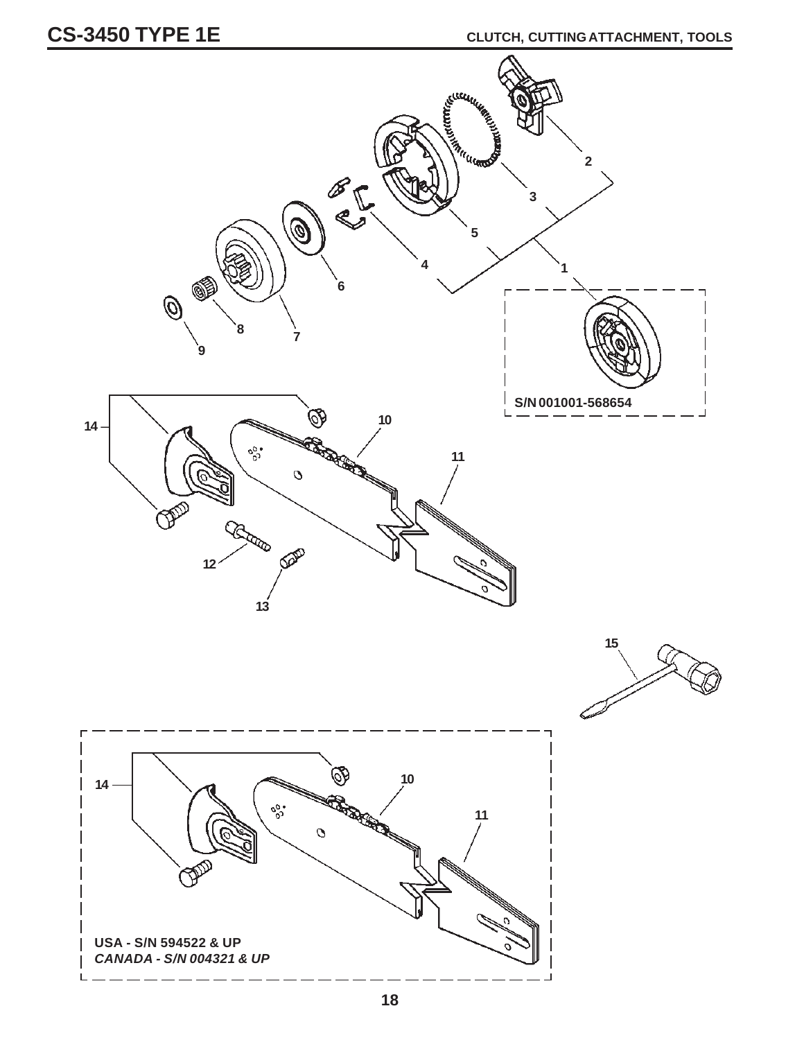# CS-3450 TYPE 1E

## CLUTCH, CUTTING ATTACHMENT, TOOLS

2

3

5

4

1

6

8

7

9

S/N 001001-568654

14

10

11

12

13

15

14

10

11

**USA - S/N 594522 & UP**

***CANADA - S/N 004321 & UP***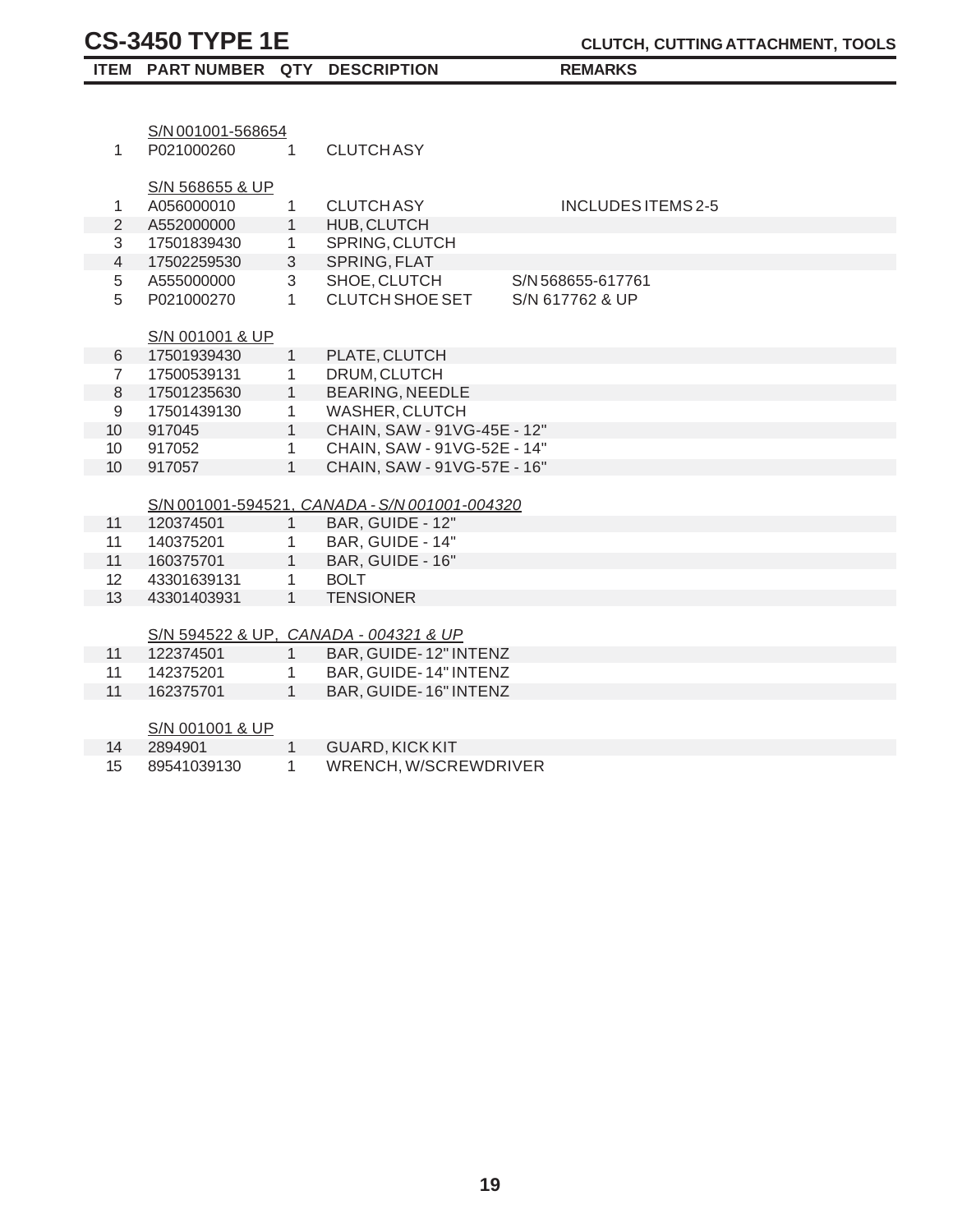# CS-3450 TYPE 1E

**CLUTCH, CUTTING ATTACHMENT, TOOLS**

| ITEM | PART NUMBER | QTY | DESCRIPTION | REMARKS |
|---|---|---|---|---|
| | S/N 001001-568654 | | | |
| 1 | P021000260 | 1 | CLUTCH ASY | |
| | S/N 568655 & UP | | | |
| 1 | A056000010 | 1 | CLUTCH ASY | INCLUDES ITEMS 2-5 |
| 2 | A552000000 | 1 | HUB, CLUTCH | |
| 3 | 17501839430 | 1 | SPRING, CLUTCH | |
| 4 | 17502259530 | 3 | SPRING, FLAT | |
| 5 | A555000000 | 3 | SHOE, CLUTCH | S/N 568655-617761 |
| 5 | P021000270 | 1 | CLUTCH SHOE SET | S/N 617762 & UP |
| | S/N 001001 & UP | | | |
| 6 | 17501939430 | 1 | PLATE, CLUTCH | |
| 7 | 17500539131 | 1 | DRUM, CLUTCH | |
| 8 | 17501235630 | 1 | BEARING, NEEDLE | |
| 9 | 17501439130 | 1 | WASHER, CLUTCH | |
| 10 | 917045 | 1 | CHAIN, SAW - 91VG-45E - 12" | |
| 10 | 917052 | 1 | CHAIN, SAW - 91VG-52E - 14" | |
| 10 | 917057 | 1 | CHAIN, SAW - 91VG-57E - 16" | |
| | S/N 001001-594521, *CANADA - S/N 001001-004320* | | | |
| 11 | 120374501 | 1 | BAR, GUIDE - 12" | |
| 11 | 140375201 | 1 | BAR, GUIDE - 14" | |
| 11 | 160375701 | 1 | BAR, GUIDE - 16" | |
| 12 | 43301639131 | 1 | BOLT | |
| 13 | 43301403931 | 1 | TENSIONER | |
| | S/N 594522 & UP, *CANADA - 004321 & UP* | | | |
| 11 | 122374501 | 1 | BAR, GUIDE- 12" INTENZ | |
| 11 | 142375201 | 1 | BAR, GUIDE- 14" INTENZ | |
| 11 | 162375701 | 1 | BAR, GUIDE- 16" INTENZ | |
| | S/N 001001 & UP | | | |
| 14 | 2894901 | 1 | GUARD, KICK KIT | |
| 15 | 89541039130 | 1 | WRENCH, W/SCREWDRIVER | |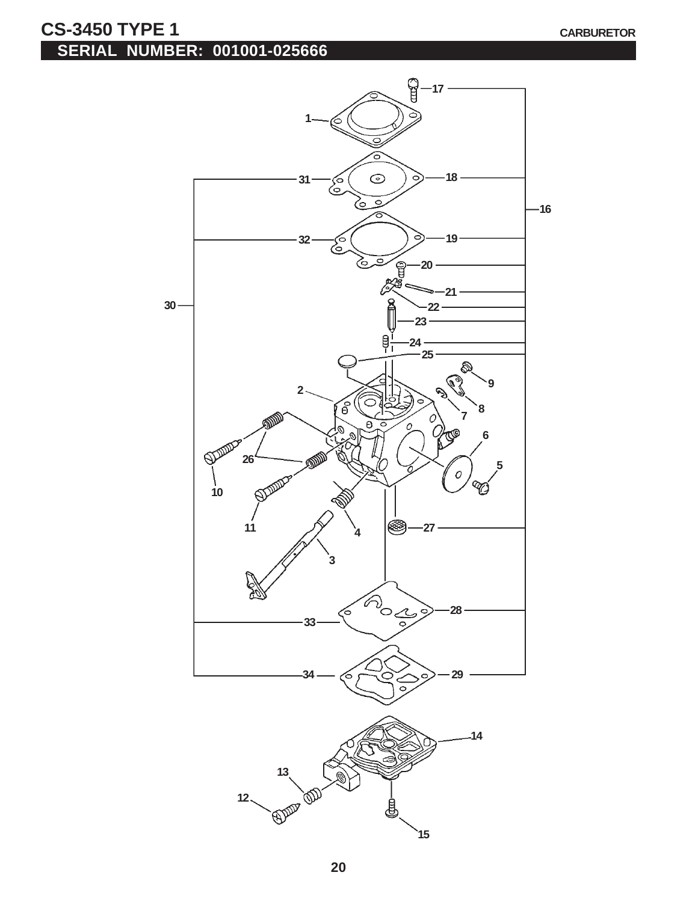# CS-3450 TYPE 1

CARBURETOR

## SERIAL NUMBER: 001001-025666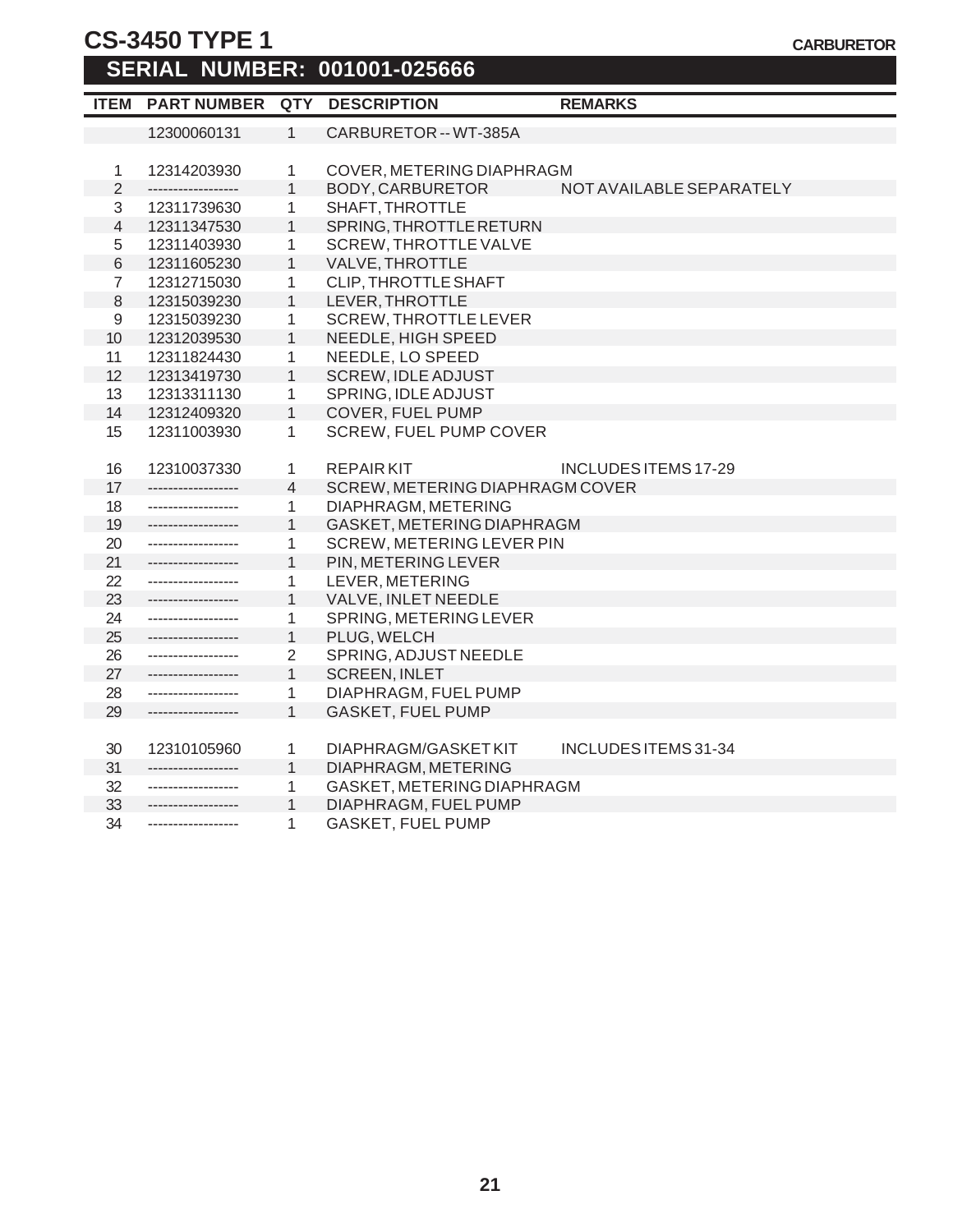# CS-3450 TYPE 1

CARBURETOR

## SERIAL NUMBER: 001001-025666

| ITEM | PART NUMBER | QTY | DESCRIPTION | REMARKS |
|---|---|---|---|---|
| | 12300060131 | 1 | CARBURETOR -- WT-385A | |
| 1 | 12314203930 | 1 | COVER, METERING DIAPHRAGM | |
| 2 | ------------------ | 1 | BODY, CARBURETOR | NOT AVAILABLE SEPARATELY |
| 3 | 12311739630 | 1 | SHAFT, THROTTLE | |
| 4 | 12311347530 | 1 | SPRING, THROTTLE RETURN | |
| 5 | 12311403930 | 1 | SCREW, THROTTLE VALVE | |
| 6 | 12311605230 | 1 | VALVE, THROTTLE | |
| 7 | 12312715030 | 1 | CLIP, THROTTLE SHAFT | |
| 8 | 12315039230 | 1 | LEVER, THROTTLE | |
| 9 | 12315039230 | 1 | SCREW, THROTTLE LEVER | |
| 10 | 12312039530 | 1 | NEEDLE, HIGH SPEED | |
| 11 | 12311824430 | 1 | NEEDLE, LO SPEED | |
| 12 | 12313419730 | 1 | SCREW, IDLE ADJUST | |
| 13 | 12313311130 | 1 | SPRING, IDLE ADJUST | |
| 14 | 12312409320 | 1 | COVER, FUEL PUMP | |
| 15 | 12311003930 | 1 | SCREW, FUEL PUMP COVER | |
| 16 | 12310037330 | 1 | REPAIR KIT | INCLUDES ITEMS 17-29 |
| 17 | ------------------ | 4 | SCREW, METERING DIAPHRAGM COVER | |
| 18 | ------------------ | 1 | DIAPHRAGM, METERING | |
| 19 | ------------------ | 1 | GASKET, METERING DIAPHRAGM | |
| 20 | ------------------ | 1 | SCREW, METERING LEVER PIN | |
| 21 | ------------------ | 1 | PIN, METERING LEVER | |
| 22 | ------------------ | 1 | LEVER, METERING | |
| 23 | ------------------ | 1 | VALVE, INLET NEEDLE | |
| 24 | ------------------ | 1 | SPRING, METERING LEVER | |
| 25 | ------------------ | 1 | PLUG, WELCH | |
| 26 | ------------------ | 2 | SPRING, ADJUST NEEDLE | |
| 27 | ------------------ | 1 | SCREEN, INLET | |
| 28 | ------------------ | 1 | DIAPHRAGM, FUEL PUMP | |
| 29 | ------------------ | 1 | GASKET, FUEL PUMP | |
| 30 | 12310105960 | 1 | DIAPHRAGM/GASKET KIT | INCLUDES ITEMS 31-34 |
| 31 | ------------------ | 1 | DIAPHRAGM, METERING | |
| 32 | ------------------ | 1 | GASKET, METERING DIAPHRAGM | |
| 33 | ------------------ | 1 | DIAPHRAGM, FUEL PUMP | |
| 34 | ------------------ | 1 | GASKET, FUEL PUMP | |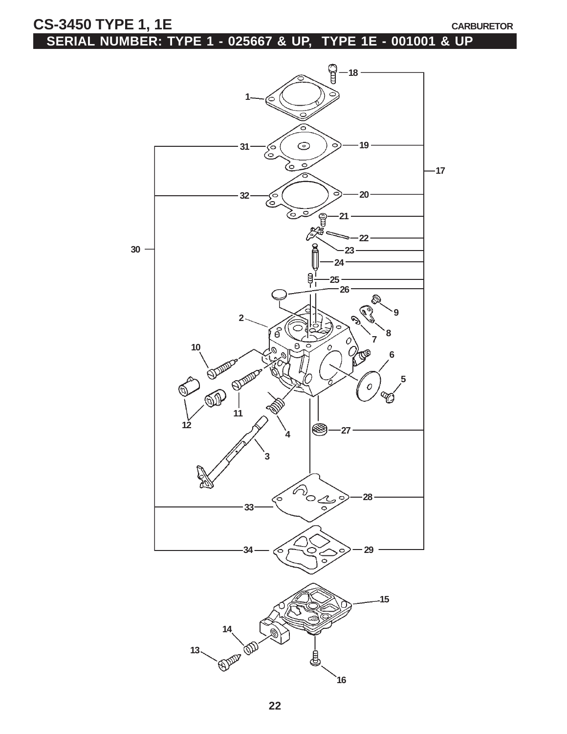# CS-3450 TYPE 1, 1E

CARBURETOR

## SERIAL NUMBER: TYPE 1 - 025667 & UP, TYPE 1E - 001001 & UP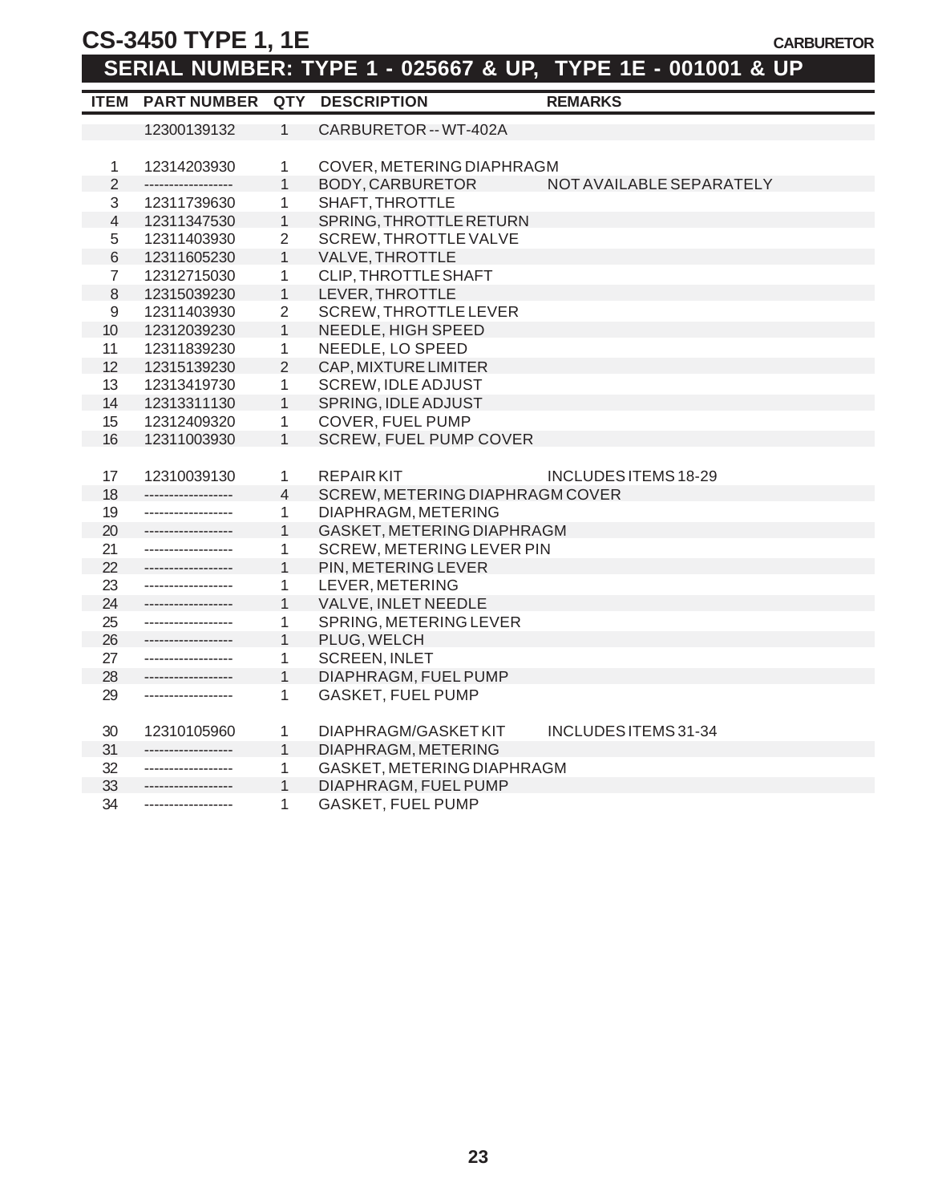# CS-3450 TYPE 1, 1E

CARBURETOR

## SERIAL NUMBER: TYPE 1 - 025667 & UP, TYPE 1E - 001001 & UP

| ITEM | PART NUMBER | QTY | DESCRIPTION | REMARKS |
|---|---|---|---|---|
| | 12300139132 | 1 | CARBURETOR -- WT-402A | |
| 1 | 12314203930 | 1 | COVER, METERING DIAPHRAGM | |
| 2 | ------------------ | 1 | BODY, CARBURETOR | NOT AVAILABLE SEPARATELY |
| 3 | 12311739630 | 1 | SHAFT, THROTTLE | |
| 4 | 12311347530 | 1 | SPRING, THROTTLE RETURN | |
| 5 | 12311403930 | 2 | SCREW, THROTTLE VALVE | |
| 6 | 12311605230 | 1 | VALVE, THROTTLE | |
| 7 | 12312715030 | 1 | CLIP, THROTTLE SHAFT | |
| 8 | 12315039230 | 1 | LEVER, THROTTLE | |
| 9 | 12311403930 | 2 | SCREW, THROTTLE LEVER | |
| 10 | 12312039230 | 1 | NEEDLE, HIGH SPEED | |
| 11 | 12311839230 | 1 | NEEDLE, LO SPEED | |
| 12 | 12315139230 | 2 | CAP, MIXTURE LIMITER | |
| 13 | 12313419730 | 1 | SCREW, IDLE ADJUST | |
| 14 | 12313311130 | 1 | SPRING, IDLE ADJUST | |
| 15 | 12312409320 | 1 | COVER, FUEL PUMP | |
| 16 | 12311003930 | 1 | SCREW, FUEL PUMP COVER | |
| 17 | 12310039130 | 1 | REPAIR KIT | INCLUDES ITEMS 18-29 |
| 18 | ------------------ | 4 | SCREW, METERING DIAPHRAGM COVER | |
| 19 | ------------------ | 1 | DIAPHRAGM, METERING | |
| 20 | ------------------ | 1 | GASKET, METERING DIAPHRAGM | |
| 21 | ------------------ | 1 | SCREW, METERING LEVER PIN | |
| 22 | ------------------ | 1 | PIN, METERING LEVER | |
| 23 | ------------------ | 1 | LEVER, METERING | |
| 24 | ------------------ | 1 | VALVE, INLET NEEDLE | |
| 25 | ------------------ | 1 | SPRING, METERING LEVER | |
| 26 | ------------------ | 1 | PLUG, WELCH | |
| 27 | ------------------ | 1 | SCREEN, INLET | |
| 28 | ------------------ | 1 | DIAPHRAGM, FUEL PUMP | |
| 29 | ------------------ | 1 | GASKET, FUEL PUMP | |
| 30 | 12310105960 | 1 | DIAPHRAGM/GASKET KIT | INCLUDES ITEMS 31-34 |
| 31 | ------------------ | 1 | DIAPHRAGM, METERING | |
| 32 | ------------------ | 1 | GASKET, METERING DIAPHRAGM | |
| 33 | ------------------ | 1 | DIAPHRAGM, FUEL PUMP | |
| 34 | ------------------ | 1 | GASKET, FUEL PUMP | |